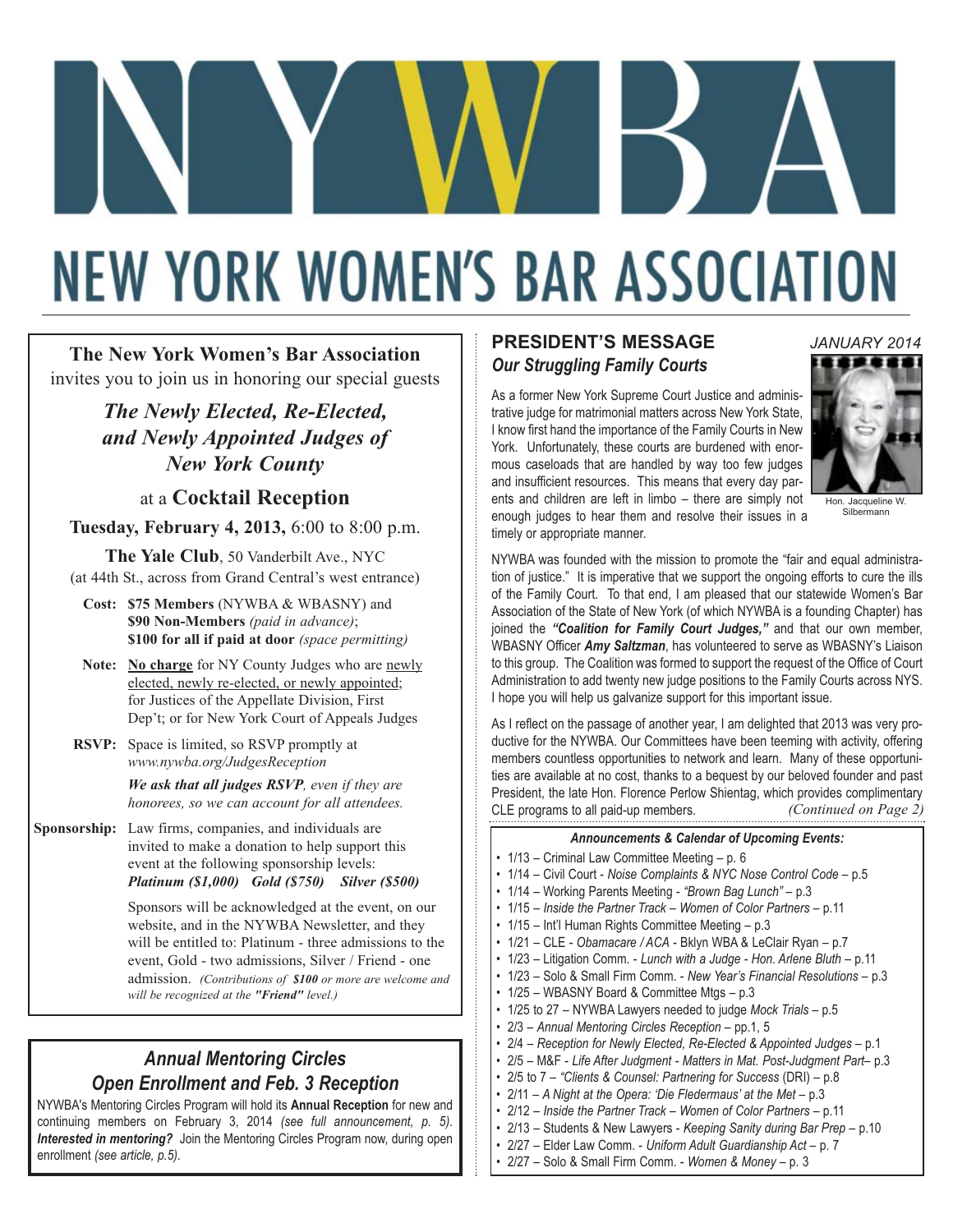# NYWBA

# NEW YORK WOMEN'S BAR ASSOCIATION

**The New York Women's Bar Association**
invites you to join us in honoring our special guests

## *The Newly Elected, Re-Elected, and Newly Appointed Judges of New York County*

at a **Cocktail Reception**

**Tuesday, February 4, 2013,** 6:00 to 8:00 p.m.

**The Yale Club**, 50 Vanderbilt Ave., NYC
(at 44th St., across from Grand Central's west entrance)

**Cost:** **$75 Members** (NYWBA & WBASNY) and **$90 Non-Members** *(paid in advance)*; **$100 for all if paid at door** *(space permitting)*

**Note:** No charge for NY County Judges who are newly elected, newly re-elected, or newly appointed; for Justices of the Appellate Division, First Dep't; or for New York Court of Appeals Judges

**RSVP:** Space is limited, so RSVP promptly at *www.nywba.org/JudgesReception*

***We ask that all judges RSVP**, even if they are honorees, so we can account for all attendees.*

**Sponsorship:** Law firms, companies, and individuals are invited to make a donation to help support this event at the following sponsorship levels: ***Platinum ($1,000) Gold ($750) Silver ($500)***

Sponsors will be acknowledged at the event, on our website, and in the NYWBA Newsletter, and they will be entitled to: Platinum - three admissions to the event, Gold - two admissions, Silver / Friend - one admission. *(Contributions of **$100** or more are welcome and will be recognized at the **"Friend"** level.)*

## *Annual Mentoring Circles Open Enrollment and Feb. 3 Reception*

NYWBA's Mentoring Circles Program will hold its **Annual Reception** for new and continuing members on February 3, 2014 *(see full announcement, p. 5)*. ***Interested in mentoring?*** Join the Mentoring Circles Program now, during open enrollment *(see article, p.5)*.

## PRESIDENT'S MESSAGE

*JANUARY 2014*

### *Our Struggling Family Courts*

Hon. Jacqueline W. Silbermann

As a former New York Supreme Court Justice and administrative judge for matrimonial matters across New York State, I know first hand the importance of the Family Courts in New York. Unfortunately, these courts are burdened with enormous caseloads that are handled by way too few judges and insufficient resources. This means that every day parents and children are left in limbo – there are simply not enough judges to hear them and resolve their issues in a timely or appropriate manner.

NYWBA was founded with the mission to promote the "fair and equal administration of justice." It is imperative that we support the ongoing efforts to cure the ills of the Family Court. To that end, I am pleased that our statewide Women's Bar Association of the State of New York (of which NYWBA is a founding Chapter) has joined the ***"Coalition for Family Court Judges,"*** and that our own member, WBASNY Officer ***Amy Saltzman***, has volunteered to serve as WBASNY's Liaison to this group. The Coalition was formed to support the request of the Office of Court Administration to add twenty new judge positions to the Family Courts across NYS. I hope you will help us galvanize support for this important issue.

As I reflect on the passage of another year, I am delighted that 2013 was very productive for the NYWBA. Our Committees have been teeming with activity, offering members countless opportunities to network and learn. Many of these opportunities are available at no cost, thanks to a bequest by our beloved founder and past President, the late Hon. Florence Perlow Shientag, which provides complimentary CLE programs to all paid-up members. *(Continued on Page 2)*

### *Announcements & Calendar of Upcoming Events:*

- 1/13 – Criminal Law Committee Meeting – p. 6
- 1/14 – Civil Court - *Noise Complaints & NYC Nose Control Code* – p.5
- 1/14 – Working Parents Meeting - *"Brown Bag Lunch"* – p.3
- 1/15 – *Inside the Partner Track – Women of Color Partners* – p.11
- 1/15 – Int'l Human Rights Committee Meeting – p.3
- 1/21 – CLE - *Obamacare / ACA* - Bklyn WBA & LeClair Ryan – p.7
- 1/23 – Litigation Comm. - *Lunch with a Judge - Hon. Arlene Bluth* – p.11
- 1/23 – Solo & Small Firm Comm. - *New Year's Financial Resolutions* – p.3
- 1/25 – WBASNY Board & Committee Mtgs – p.3
- 1/25 to 27 – NYWBA Lawyers needed to judge *Mock Trials* – p.5
- 2/3 – *Annual Mentoring Circles Reception* – pp.1, 5
- 2/4 – *Reception for Newly Elected, Re-Elected & Appointed Judges* – p.1
- 2/5 – M&F - *Life After Judgment - Matters in Mat. Post-Judgment Part*– p.3
- 2/5 to 7 – *"Clients & Counsel: Partnering for Success* (DRI) – p.8
- 2/11 – *A Night at the Opera: 'Die Fledermaus' at the Met* – p.3
- 2/12 – *Inside the Partner Track – Women of Color Partners* – p.11
- 2/13 – Students & New Lawyers - *Keeping Sanity during Bar Prep* – p.10
- 2/27 – Elder Law Comm. - *Uniform Adult Guardianship Act* – p. 7
- 2/27 – Solo & Small Firm Comm. - *Women & Money* – p. 3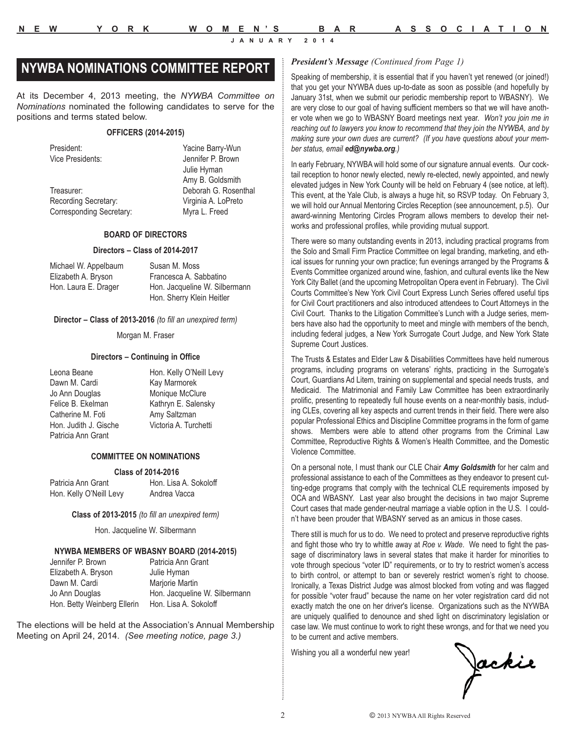## NYWBA NOMINATIONS COMMITTEE REPORT

At its December 4, 2013 meeting, the *NYWBA Committee on Nominations* nominated the following candidates to serve for the positions and terms stated below.

### OFFICERS (2014-2015)

| | |
|---|---|
| President: | Yacine Barry-Wun |
| Vice Presidents: | Jennifer P. Brown |
| | Julie Hyman |
| | Amy B. Goldsmith |
| Treasurer: | Deborah G. Rosenthal |
| Recording Secretary: | Virginia A. LoPreto |
| Corresponding Secretary: | Myra L. Freed |

### BOARD OF DIRECTORS

**Directors – Class of 2014-2017**

| | |
|---|---|
| Michael W. Appelbaum | Susan M. Moss |
| Elizabeth A. Bryson | Francesca A. Sabbatino |
| Hon. Laura E. Drager | Hon. Jacqueline W. Silbermann |
| | Hon. Sherry Klein Heitler |

**Director – Class of 2013-2016** *(to fill an unexpired term)*

Morgan M. Fraser

**Directors – Continuing in Office**

| | |
|---|---|
| Leona Beane | Hon. Kelly O'Neill Levy |
| Dawn M. Cardi | Kay Marmorek |
| Jo Ann Douglas | Monique McClure |
| Felice B. Ekelman | Kathryn E. Salensky |
| Catherine M. Foti | Amy Saltzman |
| Hon. Judith J. Gische | Victoria A. Turchetti |
| Patricia Ann Grant | |

### COMMITTEE ON NOMINATIONS

**Class of 2014-2016**

| | |
|---|---|
| Patricia Ann Grant | Hon. Lisa A. Sokoloff |
| Hon. Kelly O'Neill Levy | Andrea Vacca |

**Class of 2013-2015** *(to fill an unexpired term)*

Hon. Jacqueline W. Silbermann

### NYWBA MEMBERS OF WBASNY BOARD (2014-2015)

| | |
|---|---|
| Jennifer P. Brown | Patricia Ann Grant |
| Elizabeth A. Bryson | Julie Hyman |
| Dawn M. Cardi | Marjorie Martin |
| Jo Ann Douglas | Hon. Jacqueline W. Silbermann |
| Hon. Betty Weinberg Ellerin | Hon. Lisa A. Sokoloff |

The elections will be held at the Association's Annual Membership Meeting on April 24, 2014. *(See meeting notice, page 3.)*

***President's Message*** *(Continued from Page 1)*

Speaking of membership, it is essential that if you haven't yet renewed (or joined!) that you get your NYWBA dues up-to-date as soon as possible (and hopefully by January 31st, when we submit our periodic membership report to WBASNY). We are very close to our goal of having sufficient members so that we will have another vote when we go to WBASNY Board meetings next year. *Won't you join me in reaching out to lawyers you know to recommend that they join the NYWBA, and by making sure your own dues are current? (If you have questions about your member status, email **ed@nywba.org**.)*

In early February, NYWBA will hold some of our signature annual events. Our cocktail reception to honor newly elected, newly re-elected, newly appointed, and newly elevated judges in New York County will be held on February 4 (see notice, at left). This event, at the Yale Club, is always a huge hit, so RSVP today. On February 3, we will hold our Annual Mentoring Circles Reception (see announcement, p.5). Our award-winning Mentoring Circles Program allows members to develop their networks and professional profiles, while providing mutual support.

There were so many outstanding events in 2013, including practical programs from the Solo and Small Firm Practice Committee on legal branding, marketing, and ethical issues for running your own practice; fun evenings arranged by the Programs & Events Committee organized around wine, fashion, and cultural events like the New York City Ballet (and the upcoming Metropolitan Opera event in February). The Civil Courts Committee's New York Civil Court Express Lunch Series offered useful tips for Civil Court practitioners and also introduced attendees to Court Attorneys in the Civil Court. Thanks to the Litigation Committee's Lunch with a Judge series, members have also had the opportunity to meet and mingle with members of the bench, including federal judges, a New York Surrogate Court Judge, and New York State Supreme Court Justices.

The Trusts & Estates and Elder Law & Disabilities Committees have held numerous programs, including programs on veterans' rights, practicing in the Surrogate's Court, Guardians Ad Litem, training on supplemental and special needs trusts, and Medicaid. The Matrimonial and Family Law Committee has been extraordinarily prolific, presenting to repeatedly full house events on a near-monthly basis, including CLEs, covering all key aspects and current trends in their field. There were also popular Professional Ethics and Discipline Committee programs in the form of game shows. Members were able to attend other programs from the Criminal Law Committee, Reproductive Rights & Women's Health Committee, and the Domestic Violence Committee.

On a personal note, I must thank our CLE Chair ***Amy Goldsmith*** for her calm and professional assistance to each of the Committees as they endeavor to present cutting-edge programs that comply with the technical CLE requirements imposed by OCA and WBASNY. Last year also brought the decisions in two major Supreme Court cases that made gender-neutral marriage a viable option in the U.S. I couldn't have been prouder that WBASNY served as an amicus in those cases.

There still is much for us to do. We need to protect and preserve reproductive rights and fight those who try to whittle away at *Roe v. Wade*. We need to fight the passage of discriminatory laws in several states that make it harder for minorities to vote through specious "voter ID" requirements, or to try to restrict women's access to birth control, or attempt to ban or severely restrict women's right to choose. Ironically, a Texas District Judge was almost blocked from voting and was flagged for possible "voter fraud" because the name on her voter registration card did not exactly match the one on her driver's license. Organizations such as the NYWBA are uniquely qualified to denounce and shed light on discriminatory legislation or case law. We must continue to work to right these wrongs, and for that we need you to be current and active members.

Wishing you all a wonderful new year!

Jackie

© 2013 NYWBA All Rights Reserved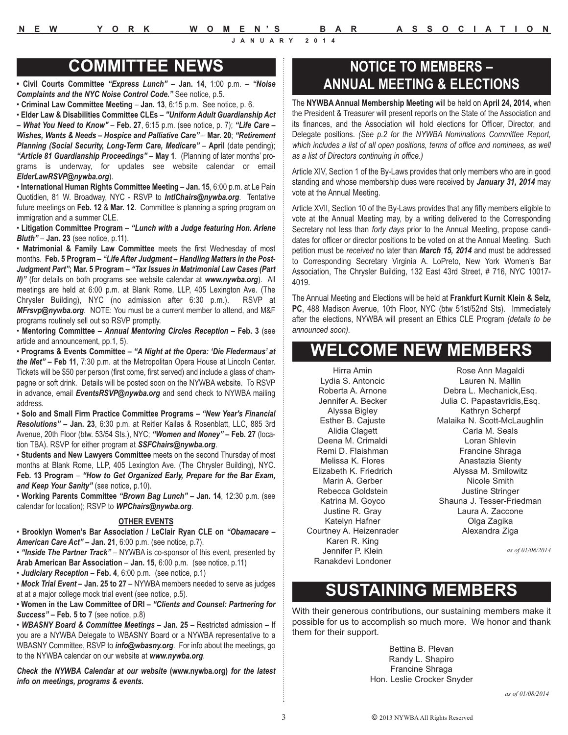## COMMITTEE NEWS

• **Civil Courts Committee** ***"Express Lunch"*** – **Jan. 14**, 1:00 p.m. – ***"Noise Complaints and the NYC Noise Control Code."*** See notice, p.5.

• **Criminal Law Committee Meeting** – **Jan. 13**, 6:15 p.m. See notice, p. 6.

• **Elder Law & Disabilities Committee CLEs** – ***"Uniform Adult Guardianship Act – What You Need to Know"*** – **Feb. 27**, 6:15 p.m. (see notice, p. 7); ***"Life Care – Wishes, Wants & Needs – Hospice and Palliative Care"*** – **Mar. 20**; ***"Retirement Planning (Social Security, Long-Term Care, Medicare"*** – **April** (date pending); ***"Article 81 Guardianship Proceedings"*** – **May 1**. (Planning of later months' programs is underway, for updates see website calendar or email ***ElderLawRSVP@nywba.org***).

• **International Human Rights Committee Meeting** – **Jan. 15**, 6:00 p.m. at Le Pain Quotidien, 81 W. Broadway, NYC - RSVP to ***IntlChairs@nywba.org***. Tentative future meetings on **Feb. 12** & **Mar. 12**. Committee is planning a spring program on immigration and a summer CLE.

• **Litigation Committee Program** – ***"Lunch with a Judge featuring Hon. Arlene Bluth"*** – **Jan. 23** (see notice, p.11).

• **Matrimonial & Family Law Committee** meets the first Wednesday of most months. **Feb. 5 Program –** ***"Life After Judgment – Handling Matters in the Post-Judgment Part"***; **Mar. 5 Program –** ***"Tax Issues in Matrimonial Law Cases (Part II)"*** (for details on both programs see website calendar at ***www.nywba.org***). All meetings are held at 6:00 p.m. at Blank Rome, LLP, 405 Lexington Ave. (The Chrysler Building), NYC (no admission after 6:30 p.m.). RSVP at ***MFrsvp@nywba.org***. NOTE: You must be a current member to attend, and M&F programs routinely sell out so RSVP promptly.

• **Mentoring Committee –** ***Annual Mentoring Circles Reception*** **– Feb. 3** (see article and announcement, pp.1, 5).

• **Programs & Events Committee –** ***"A Night at the Opera: 'Die Fledermaus' at the Met"*** **– Feb 11**, 7:30 p.m. at the Metropolitan Opera House at Lincoln Center. Tickets will be $50 per person (first come, first served) and include a glass of champagne or soft drink. Details will be posted soon on the NYWBA website. To RSVP in advance, email ***EventsRSVP@nywba.org*** and send check to NYWBA mailing address.

• **Solo and Small Firm Practice Committee Programs –** ***"New Year's Financial Resolutions"*** **– Jan. 23**, 6:30 p.m. at Reitler Kailas & Rosenblatt, LLC, 885 3rd Avenue, 20th Floor (btw. 53/54 Sts.), NYC; ***"Women and Money"*** **– Feb. 27** (location TBA). RSVP for either program at ***SSFChairs@nywba.org***.

• **Students and New Lawyers Committee** meets on the second Thursday of most months at Blank Rome, LLP, 405 Lexington Ave. (The Chrysler Building), NYC. **Feb. 13 Program** – ***"How to Get Organized Early, Prepare for the Bar Exam, and Keep Your Sanity"*** (see notice, p.10).

• **Working Parents Committee** ***"Brown Bag Lunch"*** **– Jan. 14**, 12:30 p.m. (see calendar for location); RSVP to ***WPChairs@nywba.org***.

### OTHER EVENTS

• **Brooklyn Women's Bar Association / LeClair Ryan CLE on** ***"Obamacare – American Care Act"*** **– Jan. 21**, 6:00 p.m. (see notice, p.7).

• ***"Inside The Partner Track"*** – NYWBA is co-sponsor of this event, presented by **Arab American Bar Association** – **Jan. 15**, 6:00 p.m. (see notice, p.11)

• ***Judiciary Reception*** – **Feb. 4**, 6:00 p.m. (see notice, p.1)

• ***Mock Trial Event*** **– Jan. 25 to 27** – NYWBA members needed to serve as judges at at a major college mock trial event (see notice, p.5).

• **Women in the Law Committee of DRI –** ***"Clients and Counsel: Partnering for Success"*** **– Feb. 5 to 7** (see notice, p.8)

• ***WBASNY Board & Committee Meetings*** **– Jan. 25** – Restricted admission – If you are a NYWBA Delegate to WBASNY Board or a NYWBA representative to a WBASNY Committee, RSVP to ***info@wbasny.org***. For info about the meetings, go to the NYWBA calendar on our website at ***www.nywba.org***.

***Check the NYWBA Calendar at our website*** **(www.nywba.org)** ***for the latest info on meetings, programs & events.***

## NOTICE TO MEMBERS – ANNUAL MEETING & ELECTIONS

The **NYWBA Annual Membership Meeting** will be held on **April 24, 2014**, when the President & Treasurer will present reports on the State of the Association and its finances, and the Association will hold elections for Officer, Director, and Delegate positions. *(See p.2 for the NYWBA Nominations Committee Report, which includes a list of all open positions, terms of office and nominees, as well as a list of Directors continuing in office.)*

Article XIV, Section 1 of the By-Laws provides that only members who are in good standing and whose membership dues were received by ***January 31, 2014*** may vote at the Annual Meeting.

Article XVII, Section 10 of the By-Laws provides that any fifty members eligible to vote at the Annual Meeting may, by a writing delivered to the Corresponding Secretary not less than *forty days* prior to the Annual Meeting, propose candidates for officer or director positions to be voted on at the Annual Meeting. Such petition must be *received* no later than ***March 15, 2014*** and must be addressed to Corresponding Secretary Virginia A. LoPreto, New York Women's Bar Association, The Chrysler Building, 132 East 43rd Street, # 716, NYC 10017-4019.

The Annual Meeting and Elections will be held at **Frankfurt Kurnit Klein & Selz, PC**, 488 Madison Avenue, 10th Floor, NYC (btw 51st/52nd Sts). Immediately after the elections, NYWBA will present an Ethics CLE Program *(details to be announced soon).*

## WELCOME NEW MEMBERS

Hirra Amin
Lydia S. Antoncic
Roberta A. Arnone
Jennifer A. Becker
Alyssa Bigley
Esther B. Cajuste
Alidia Clagett
Deena M. Crimaldi
Remi D. Flaishman
Melissa K. Flores
Elizabeth K. Friedrich
Marin A. Gerber
Rebecca Goldstein
Katrina M. Goyco
Justine R. Gray
Katelyn Hafner
Courtney A. Heizenrader
Karen R. King
Jennifer P. Klein
Ranakdevi Londoner
Rose Ann Magaldi
Lauren N. Mallin
Debra L. Mechanick,Esq.
Julia C. Papastavridis,Esq.
Kathryn Scherpf
Malaika N. Scott-McLaughlin
Carla M. Seals
Loran Shlevin
Francine Shraga
Anastazia Sienty
Alyssa M. Smilowitz
Nicole Smith
Justine Stringer
Shauna J. Tesser-Friedman
Laura A. Zaccone
Olga Zagika
Alexandra Ziga

*as of 01/08/2014*

## SUSTAINING MEMBERS

With their generous contributions, our sustaining members make it possible for us to accomplish so much more. We honor and thank them for their support.

Bettina B. Plevan
Randy L. Shapiro
Francine Shraga
Hon. Leslie Crocker Snyder

*as of 01/08/2014*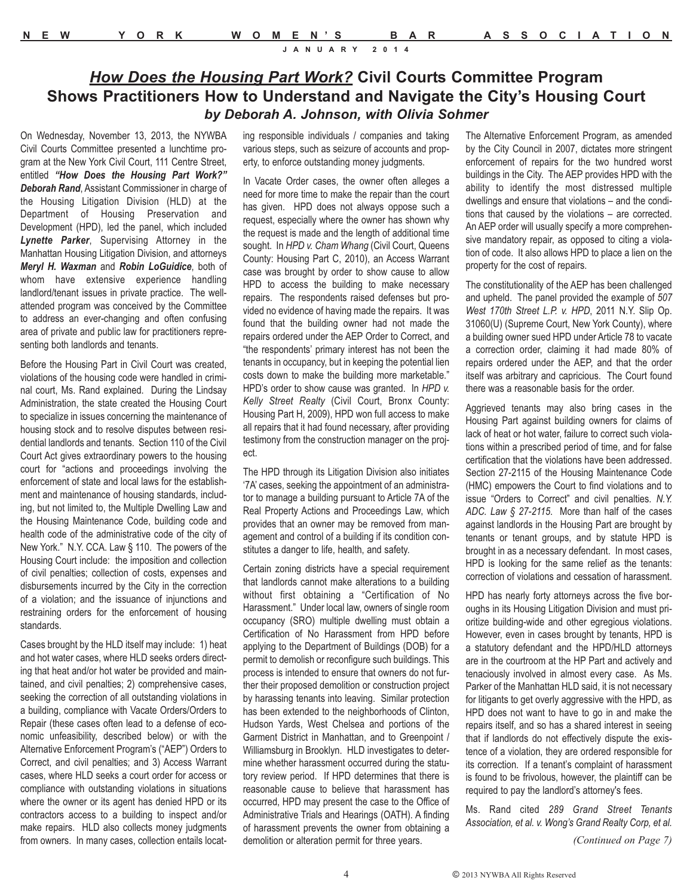# *How Does the Housing Part Work?* Civil Courts Committee Program Shows Practitioners How to Understand and Navigate the City's Housing Court

***by Deborah A. Johnson, with Olivia Sohmer***

On Wednesday, November 13, 2013, the NYWBA Civil Courts Committee presented a lunchtime program at the New York Civil Court, 111 Centre Street, entitled ***"How Does the Housing Part Work?"*** ***Deborah Rand***, Assistant Commissioner in charge of the Housing Litigation Division (HLD) at the Department of Housing Preservation and Development (HPD), led the panel, which included ***Lynette Parker***, Supervising Attorney in the Manhattan Housing Litigation Division, and attorneys ***Meryl H. Waxman*** and ***Robin LoGuidice***, both of whom have extensive experience handling landlord/tenant issues in private practice. The well-attended program was conceived by the Committee to address an ever-changing and often confusing area of private and public law for practitioners representing both landlords and tenants.

Before the Housing Part in Civil Court was created, violations of the housing code were handled in criminal court, Ms. Rand explained. During the Lindsay Administration, the state created the Housing Court to specialize in issues concerning the maintenance of housing stock and to resolve disputes between residential landlords and tenants. Section 110 of the Civil Court Act gives extraordinary powers to the housing court for "actions and proceedings involving the enforcement of state and local laws for the establishment and maintenance of housing standards, including, but not limited to, the Multiple Dwelling Law and the Housing Maintenance Code, building code and health code of the administrative code of the city of New York." N.Y. CCA. Law § 110. The powers of the Housing Court include: the imposition and collection of civil penalties; collection of costs, expenses and disbursements incurred by the City in the correction of a violation; and the issuance of injunctions and restraining orders for the enforcement of housing standards.

Cases brought by the HLD itself may include: 1) heat and hot water cases, where HLD seeks orders directing that heat and/or hot water be provided and maintained, and civil penalties; 2) comprehensive cases, seeking the correction of all outstanding violations in a building, compliance with Vacate Orders/Orders to Repair (these cases often lead to a defense of economic unfeasibility, described below) or with the Alternative Enforcement Program's ("AEP") Orders to Correct, and civil penalties; and 3) Access Warrant cases, where HLD seeks a court order for access or compliance with outstanding violations in situations where the owner or its agent has denied HPD or its contractors access to a building to inspect and/or make repairs. HLD also collects money judgments from owners. In many cases, collection entails locating responsible individuals / companies and taking various steps, such as seizure of accounts and property, to enforce outstanding money judgments.

In Vacate Order cases, the owner often alleges a need for more time to make the repair than the court has given. HPD does not always oppose such a request, especially where the owner has shown why the request is made and the length of additional time sought. In *HPD v. Cham Whang* (Civil Court, Queens County: Housing Part C, 2010), an Access Warrant case was brought by order to show cause to allow HPD to access the building to make necessary repairs. The respondents raised defenses but provided no evidence of having made the repairs. It was found that the building owner had not made the repairs ordered under the AEP Order to Correct, and "the respondents' primary interest has not been the tenants in occupancy, but in keeping the potential lien costs down to make the building more marketable." HPD's order to show cause was granted. In *HPD v. Kelly Street Realty* (Civil Court, Bronx County: Housing Part H, 2009), HPD won full access to make all repairs that it had found necessary, after providing testimony from the construction manager on the project.

The HPD through its Litigation Division also initiates '7A' cases, seeking the appointment of an administrator to manage a building pursuant to Article 7A of the Real Property Actions and Proceedings Law, which provides that an owner may be removed from management and control of a building if its condition constitutes a danger to life, health, and safety.

Certain zoning districts have a special requirement that landlords cannot make alterations to a building without first obtaining a "Certification of No Harassment." Under local law, owners of single room occupancy (SRO) multiple dwelling must obtain a Certification of No Harassment from HPD before applying to the Department of Buildings (DOB) for a permit to demolish or reconfigure such buildings. This process is intended to ensure that owners do not further their proposed demolition or construction project by harassing tenants into leaving. Similar protection has been extended to the neighborhoods of Clinton, Hudson Yards, West Chelsea and portions of the Garment District in Manhattan, and to Greenpoint / Williamsburg in Brooklyn. HLD investigates to determine whether harassment occurred during the statutory review period. If HPD determines that there is reasonable cause to believe that harassment has occurred, HPD may present the case to the Office of Administrative Trials and Hearings (OATH). A finding of harassment prevents the owner from obtaining a demolition or alteration permit for three years.

The Alternative Enforcement Program, as amended by the City Council in 2007, dictates more stringent enforcement of repairs for the two hundred worst buildings in the City. The AEP provides HPD with the ability to identify the most distressed multiple dwellings and ensure that violations – and the conditions that caused by the violations – are corrected. An AEP order will usually specify a more comprehensive mandatory repair, as opposed to citing a violation of code. It also allows HPD to place a lien on the property for the cost of repairs.

The constitutionality of the AEP has been challenged and upheld. The panel provided the example of *507 West 170th Street L.P. v. HPD*, 2011 N.Y. Slip Op. 31060(U) (Supreme Court, New York County), where a building owner sued HPD under Article 78 to vacate a correction order, claiming it had made 80% of repairs ordered under the AEP, and that the order itself was arbitrary and capricious. The Court found there was a reasonable basis for the order.

Aggrieved tenants may also bring cases in the Housing Part against building owners for claims of lack of heat or hot water, failure to correct such violations within a prescribed period of time, and for false certification that the violations have been addressed. Section 27-2115 of the Housing Maintenance Code (HMC) empowers the Court to find violations and to issue "Orders to Correct" and civil penalties. *N.Y. ADC. Law § 27-2115*. More than half of the cases against landlords in the Housing Part are brought by tenants or tenant groups, and by statute HPD is brought in as a necessary defendant. In most cases, HPD is looking for the same relief as the tenants: correction of violations and cessation of harassment.

HPD has nearly forty attorneys across the five boroughs in its Housing Litigation Division and must prioritize building-wide and other egregious violations. However, even in cases brought by tenants, HPD is a statutory defendant and the HPD/HLD attorneys are in the courtroom at the HP Part and actively and tenaciously involved in almost every case. As Ms. Parker of the Manhattan HLD said, it is not necessary for litigants to get overly aggressive with the HPD, as HPD does not want to have to go in and make the repairs itself, and so has a shared interest in seeing that if landlords do not effectively dispute the existence of a violation, they are ordered responsible for its correction. If a tenant's complaint of harassment is found to be frivolous, however, the plaintiff can be required to pay the landlord's attorney's fees.

Ms. Rand cited *289 Grand Street Tenants Association, et al. v. Wong's Grand Realty Corp, et al.*

*(Continued on Page 7)*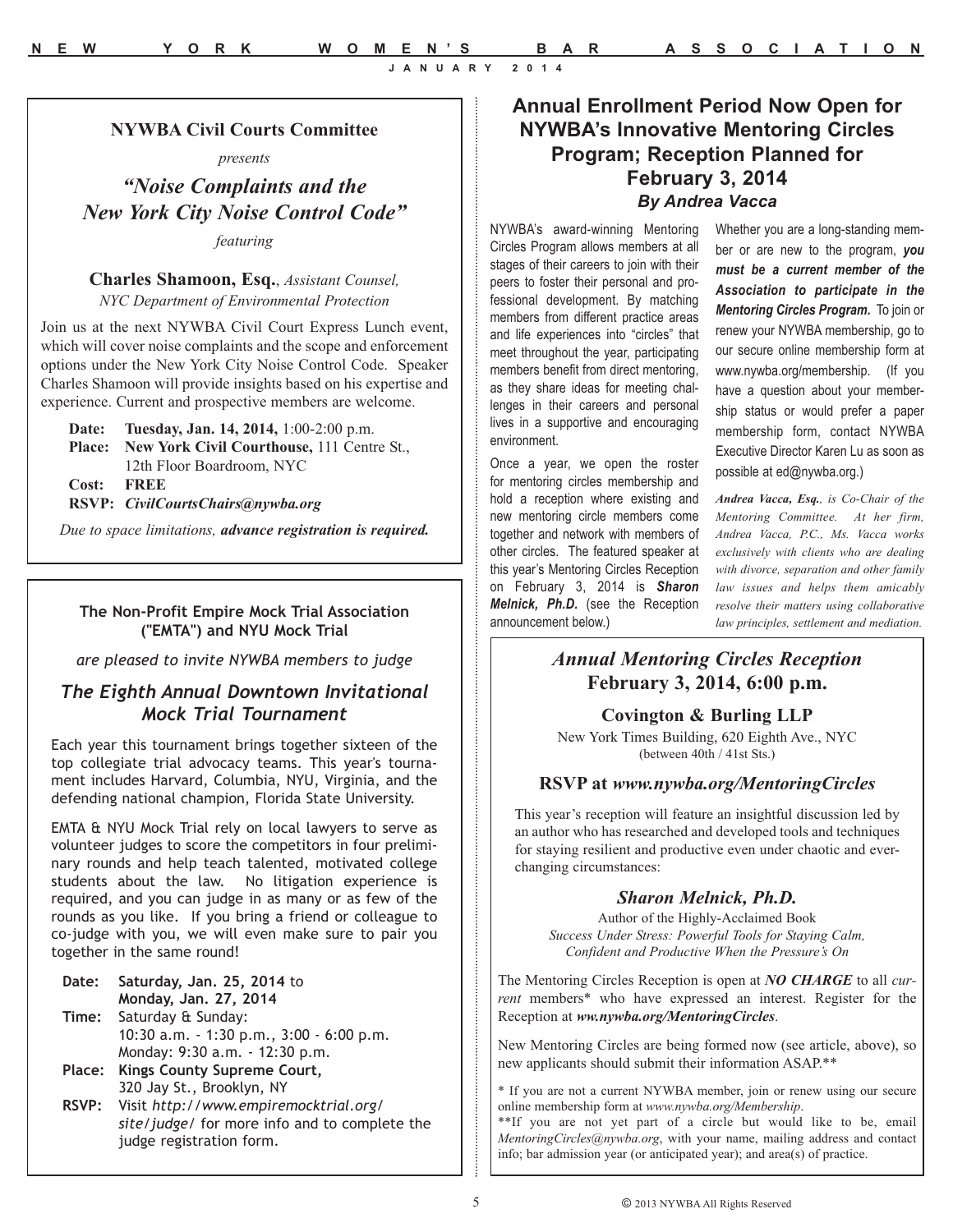## NYWBA Civil Courts Committee

*presents*

### *"Noise Complaints and the New York City Noise Control Code"*

*featuring*

**Charles Shamoon, Esq.**, *Assistant Counsel, NYC Department of Environmental Protection*

Join us at the next NYWBA Civil Court Express Lunch event, which will cover noise complaints and the scope and enforcement options under the New York City Noise Control Code. Speaker Charles Shamoon will provide insights based on his expertise and experience. Current and prospective members are welcome.

**Date:** **Tuesday, Jan. 14, 2014,** 1:00-2:00 p.m.
**Place:** **New York Civil Courthouse,** 111 Centre St., 12th Floor Boardroom, NYC
**Cost:** **FREE**
**RSVP:** ***CivilCourtsChairs@nywba.org***

*Due to space limitations,* ***advance registration is required.***

---

**The Non-Profit Empire Mock Trial Association ("EMTA") and NYU Mock Trial**

*are pleased to invite NYWBA members to judge*

### *The Eighth Annual Downtown Invitational Mock Trial Tournament*

Each year this tournament brings together sixteen of the top collegiate trial advocacy teams. This year's tournament includes Harvard, Columbia, NYU, Virginia, and the defending national champion, Florida State University.

EMTA & NYU Mock Trial rely on local lawyers to serve as volunteer judges to score the competitors in four preliminary rounds and help teach talented, motivated college students about the law. No litigation experience is required, and you can judge in as many or as few of the rounds as you like. If you bring a friend or colleague to co-judge with you, we will even make sure to pair you together in the same round!

**Date:** **Saturday, Jan. 25, 2014** to **Monday, Jan. 27, 2014**
**Time:** Saturday & Sunday: 10:30 a.m. - 1:30 p.m., 3:00 - 6:00 p.m. Monday: 9:30 a.m. - 12:30 p.m.
**Place:** **Kings County Supreme Court,** 320 Jay St., Brooklyn, NY
**RSVP:** Visit *http://www.empiremocktrial.org/site/judge/* for more info and to complete the judge registration form.

---

## Annual Enrollment Period Now Open for NYWBA's Innovative Mentoring Circles Program; Reception Planned for February 3, 2014

### *By Andrea Vacca*

NYWBA's award-winning Mentoring Circles Program allows members at all stages of their careers to join with their peers to foster their personal and professional development. By matching members from different practice areas and life experiences into "circles" that meet throughout the year, participating members benefit from direct mentoring, as they share ideas for meeting challenges in their careers and personal lives in a supportive and encouraging environment.

Once a year, we open the roster for mentoring circles membership and hold a reception where existing and new mentoring circle members come together and network with members of other circles. The featured speaker at this year's Mentoring Circles Reception on February 3, 2014 is ***Sharon Melnick, Ph.D.*** (see the Reception announcement below.)

Whether you are a long-standing member or are new to the program, ***you must be a current member of the Association to participate in the Mentoring Circles Program.*** To join or renew your NYWBA membership, go to our secure online membership form at www.nywba.org/membership. (If you have a question about your membership status or would prefer a paper membership form, contact NYWBA Executive Director Karen Lu as soon as possible at ed@nywba.org.)

***Andrea Vacca, Esq.****, is Co-Chair of the Mentoring Committee. At her firm, Andrea Vacca, P.C., Ms. Vacca works exclusively with clients who are dealing with divorce, separation and other family law issues and helps them amicably resolve their matters using collaborative law principles, settlement and mediation.*

---

### *Annual Mentoring Circles Reception*
### February 3, 2014, 6:00 p.m.

**Covington & Burling LLP**

New York Times Building, 620 Eighth Ave., NYC (between 40th / 41st Sts.)

**RSVP at *www.nywba.org/MentoringCircles***

This year's reception will feature an insightful discussion led by an author who has researched and developed tools and techniques for staying resilient and productive even under chaotic and ever-changing circumstances:

### *Sharon Melnick, Ph.D.*

Author of the Highly-Acclaimed Book
*Success Under Stress: Powerful Tools for Staying Calm, Confident and Productive When the Pressure's On*

The Mentoring Circles Reception is open at ***NO CHARGE*** to all *current* members* who have expressed an interest. Register for the Reception at ***ww.nywba.org/MentoringCircles***.

New Mentoring Circles are being formed now (see article, above), so new applicants should submit their information ASAP.**

\* If you are not a current NYWBA member, join or renew using our secure online membership form at *www.nywba.org/Membership*.
\*\*If you are not yet part of a circle but would like to be, email *MentoringCircles@nywba.org*, with your name, mailing address and contact info; bar admission year (or anticipated year); and area(s) of practice.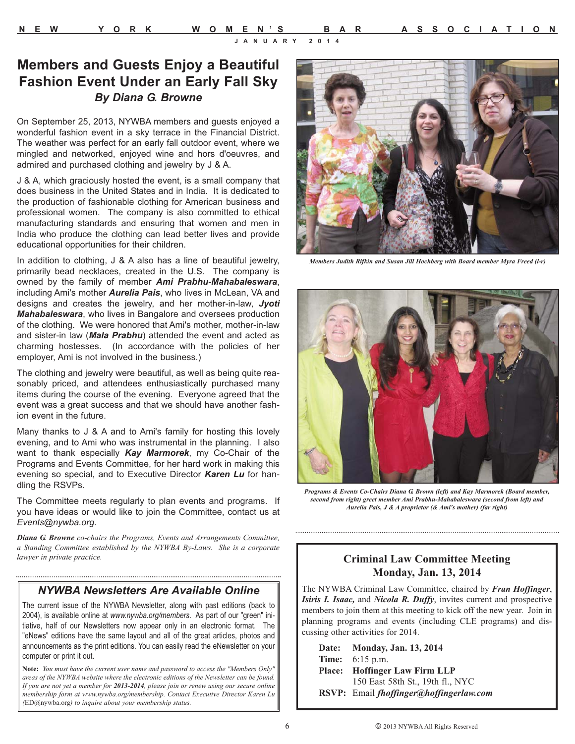# Members and Guests Enjoy a Beautiful Fashion Event Under an Early Fall Sky

***By Diana G. Browne***

On September 25, 2013, NYWBA members and guests enjoyed a wonderful fashion event in a sky terrace in the Financial District. The weather was perfect for an early fall outdoor event, where we mingled and networked, enjoyed wine and hors d'oeuvres, and admired and purchased clothing and jewelry by J & A.

J & A, which graciously hosted the event, is a small company that does business in the United States and in India. It is dedicated to the production of fashionable clothing for American business and professional women. The company is also committed to ethical manufacturing standards and ensuring that women and men in India who produce the clothing can lead better lives and provide educational opportunities for their children.

In addition to clothing, J & A also has a line of beautiful jewelry, primarily bead necklaces, created in the U.S. The company is owned by the family of member ***Ami Prabhu-Mahabaleswara***, including Ami's mother ***Aurelia Pais***, who lives in McLean, VA and designs and creates the jewelry, and her mother-in-law, ***Jyoti Mahabaleswara***, who lives in Bangalore and oversees production of the clothing. We were honored that Ami's mother, mother-in-law and sister-in law (***Mala Prabhu***) attended the event and acted as charming hostesses. (In accordance with the policies of her employer, Ami is not involved in the business.)

The clothing and jewelry were beautiful, as well as being quite reasonably priced, and attendees enthusiastically purchased many items during the course of the evening. Everyone agreed that the event was a great success and that we should have another fashion event in the future.

Many thanks to J & A and to Ami's family for hosting this lovely evening, and to Ami who was instrumental in the planning. I also want to thank especially ***Kay Marmorek***, my Co-Chair of the Programs and Events Committee, for her hard work in making this evening so special, and to Executive Director ***Karen Lu*** for handling the RSVPs.

The Committee meets regularly to plan events and programs. If you have ideas or would like to join the Committee, contact us at *Events@nywba.org*.

***Diana G. Browne*** *co-chairs the Programs, Events and Arrangements Committee, a Standing Committee established by the NYWBA By-Laws. She is a corporate lawyer in private practice.*

*Members Judith Rifkin and Susan Jill Hochberg with Board member Myra Freed (l-r)*

*Programs & Events Co-Chairs Diana G. Brown (left) and Kay Marmorek (Board member, second from right) greet member Ami Prabhu-Mahabaleswara (second from left) and Aurelia Pais, J & A proprietor (& Ami's mother) (far right)*

## NYWBA Newsletters Are Available Online

The current issue of the NYWBA Newsletter, along with past editions (back to 2004), is available online at *www.nywba.org/members*. As part of our "green" initiative, half of our Newsletters now appear only in an electronic format. The "eNews" editions have the same layout and all of the great articles, photos and announcements as the print editions. You can easily read the eNewsletter on your computer or print it out.

**Note:** *You must have the current user name and password to access the "Members Only" areas of the NYWBA website where the electronic editions of the Newsletter can be found. If you are not yet a member for* ***2013-2014****, please join or renew using our secure online membership form at www.nywba.org/membership. Contact Executive Director Karen Lu (*ED@nywba.org*) to inquire about your membership status.*

## Criminal Law Committee Meeting
## Monday, Jan. 13, 2014

The NYWBA Criminal Law Committee, chaired by ***Fran Hoffinger***, ***Isiris I. Isaac,*** and ***Nicola R. Duffy***, invites current and prospective members to join them at this meeting to kick off the new year. Join in planning programs and events (including CLE programs) and discussing other activities for 2014.

**Date:** **Monday, Jan. 13, 2014**
**Time:** 6:15 p.m.
**Place:** **Hoffinger Law Firm LLP**
150 East 58th St., 19th fl., NYC
**RSVP:** Email ***fhoffinger@hoffingerlaw.com***

© 2013 NYWBA All Rights Reserved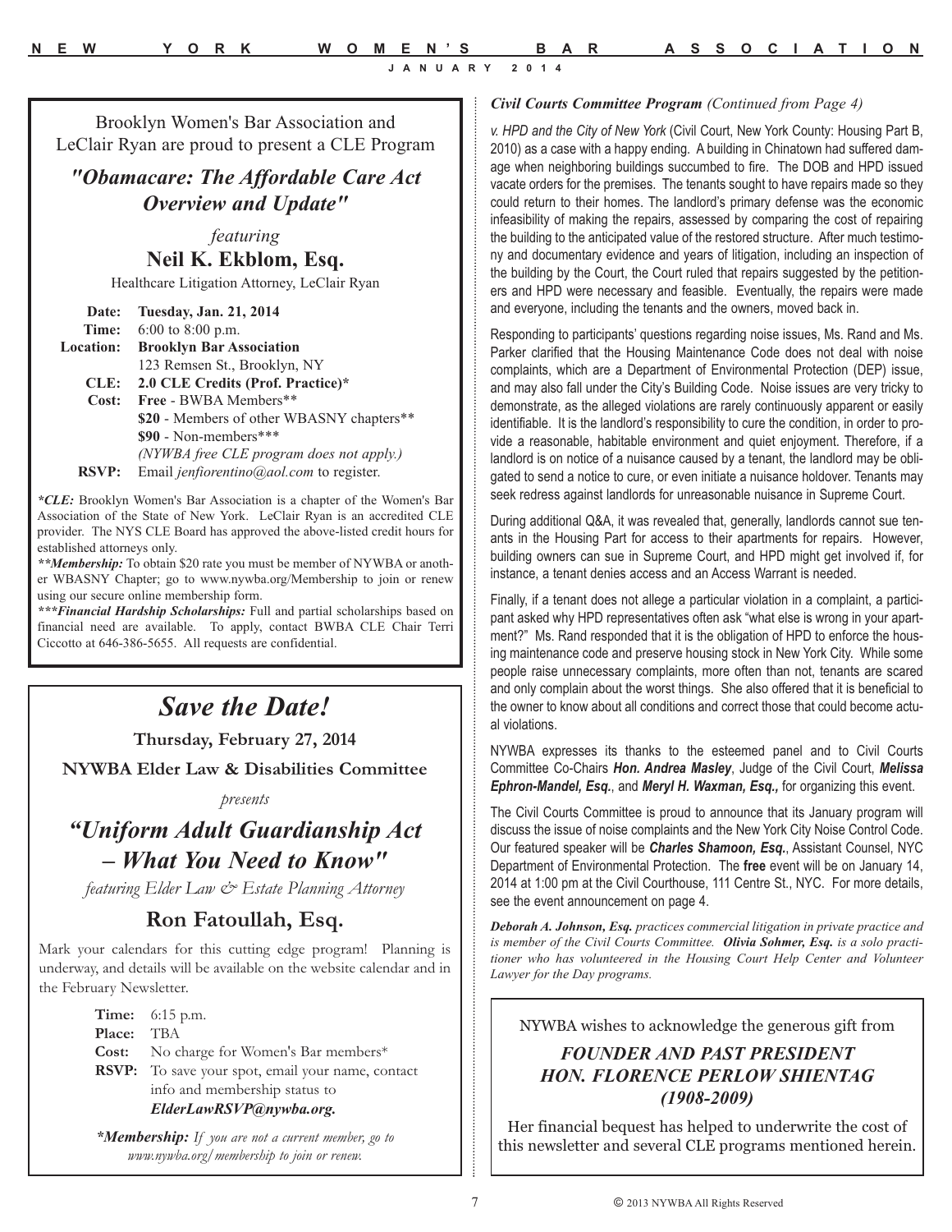Brooklyn Women's Bar Association and LeClair Ryan are proud to present a CLE Program

## *"Obamacare: The Affordable Care Act Overview and Update"*

*featuring*

### Neil K. Ekblom, Esq.

Healthcare Litigation Attorney, LeClair Ryan

**Date:** **Tuesday, Jan. 21, 2014**
**Time:** 6:00 to 8:00 p.m.
**Location:** **Brooklyn Bar Association**
123 Remsen St., Brooklyn, NY
**CLE:** **2.0 CLE Credits (Prof. Practice)***
**Cost:** **Free** - BWBA Members**
**$20** - Members of other WBASNY chapters**
**$90** - Non-members***
*(NYWBA free CLE program does not apply.)*
**RSVP:** Email *jenfiorentino@aol.com* to register.

***CLE:*** Brooklyn Women's Bar Association is a chapter of the Women's Bar Association of the State of New York. LeClair Ryan is an accredited CLE provider. The NYS CLE Board has approved the above-listed credit hours for established attorneys only.

***Membership:*** To obtain $20 rate you must be member of NYWBA or another WBASNY Chapter; go to www.nywba.org/Membership to join or renew using our secure online membership form.

****Financial Hardship Scholarships:*** Full and partial scholarships based on financial need are available. To apply, contact BWBA CLE Chair Terri Ciccotto at 646-386-5655. All requests are confidential.

## *Save the Date!*

**Thursday, February 27, 2014**

**NYWBA Elder Law & Disabilities Committee**

*presents*

## *"Uniform Adult Guardianship Act – What You Need to Know"*

*featuring Elder Law & Estate Planning Attorney*

### Ron Fatoullah, Esq.

Mark your calendars for this cutting edge program! Planning is underway, and details will be available on the website calendar and in the February Newsletter.

**Time:** 6:15 p.m.
**Place:** TBA
**Cost:** No charge for Women's Bar members*
**RSVP:** To save your spot, email your name, contact info and membership status to ***ElderLawRSVP@nywba.org.***

****Membership:*** *If you are not a current member, go to www.nywba.org/membership to join or renew.*

***Civil Courts Committee Program*** *(Continued from Page 4)*

*v. HPD and the City of New York* (Civil Court, New York County: Housing Part B, 2010) as a case with a happy ending. A building in Chinatown had suffered damage when neighboring buildings succumbed to fire. The DOB and HPD issued vacate orders for the premises. The tenants sought to have repairs made so they could return to their homes. The landlord's primary defense was the economic infeasibility of making the repairs, assessed by comparing the cost of repairing the building to the anticipated value of the restored structure. After much testimony and documentary evidence and years of litigation, including an inspection of the building by the Court, the Court ruled that repairs suggested by the petitioners and HPD were necessary and feasible. Eventually, the repairs were made and everyone, including the tenants and the owners, moved back in.

Responding to participants' questions regarding noise issues, Ms. Rand and Ms. Parker clarified that the Housing Maintenance Code does not deal with noise complaints, which are a Department of Environmental Protection (DEP) issue, and may also fall under the City's Building Code. Noise issues are very tricky to demonstrate, as the alleged violations are rarely continuously apparent or easily identifiable. It is the landlord's responsibility to cure the condition, in order to provide a reasonable, habitable environment and quiet enjoyment. Therefore, if a landlord is on notice of a nuisance caused by a tenant, the landlord may be obligated to send a notice to cure, or even initiate a nuisance holdover. Tenants may seek redress against landlords for unreasonable nuisance in Supreme Court.

During additional Q&A, it was revealed that, generally, landlords cannot sue tenants in the Housing Part for access to their apartments for repairs. However, building owners can sue in Supreme Court, and HPD might get involved if, for instance, a tenant denies access and an Access Warrant is needed.

Finally, if a tenant does not allege a particular violation in a complaint, a participant asked why HPD representatives often ask "what else is wrong in your apartment?" Ms. Rand responded that it is the obligation of HPD to enforce the housing maintenance code and preserve housing stock in New York City. While some people raise unnecessary complaints, more often than not, tenants are scared and only complain about the worst things. She also offered that it is beneficial to the owner to know about all conditions and correct those that could become actual violations.

NYWBA expresses its thanks to the esteemed panel and to Civil Courts Committee Co-Chairs ***Hon. Andrea Masley***, Judge of the Civil Court, ***Melissa Ephron-Mandel, Esq.***, and ***Meryl H. Waxman, Esq.,*** for organizing this event.

The Civil Courts Committee is proud to announce that its January program will discuss the issue of noise complaints and the New York City Noise Control Code. Our featured speaker will be ***Charles Shamoon, Esq.***, Assistant Counsel, NYC Department of Environmental Protection. The **free** event will be on January 14, 2014 at 1:00 pm at the Civil Courthouse, 111 Centre St., NYC. For more details, see the event announcement on page 4.

***Deborah A. Johnson, Esq.*** *practices commercial litigation in private practice and is member of the Civil Courts Committee.* ***Olivia Sohmer, Esq.*** *is a solo practitioner who has volunteered in the Housing Court Help Center and Volunteer Lawyer for the Day programs.*

NYWBA wishes to acknowledge the generous gift from

### *FOUNDER AND PAST PRESIDENT HON. FLORENCE PERLOW SHIENTAG (1908-2009)*

Her financial bequest has helped to underwrite the cost of this newsletter and several CLE programs mentioned herein.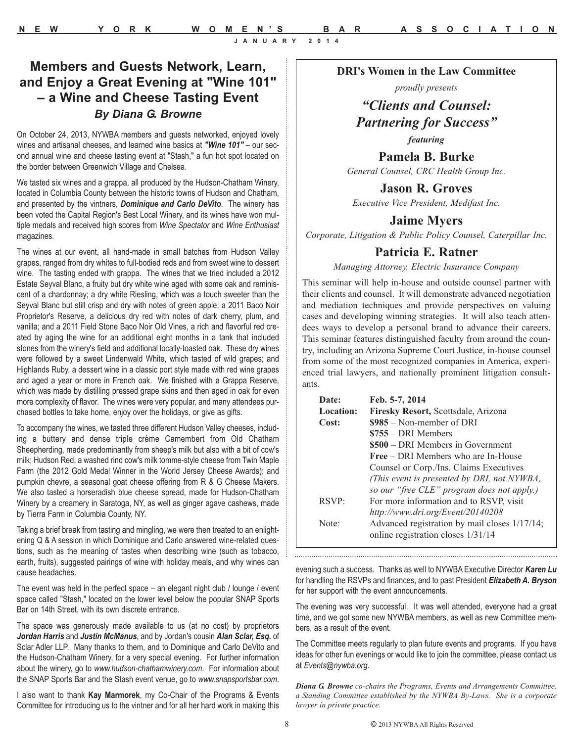## Members and Guests Network, Learn, and Enjoy a Great Evening at "Wine 101" – a Wine and Cheese Tasting Event

### *By Diana G. Browne*

On October 24, 2013, NYWBA members and guests networked, enjoyed lovely wines and artisanal cheeses, and learned wine basics at ***"Wine 101"*** – our second annual wine and cheese tasting event at "Stash," a fun hot spot located on the border between Greenwich Village and Chelsea.

We tasted six wines and a grappa, all produced by the Hudson-Chatham Winery, located in Columbia County between the historic towns of Hudson and Chatham, and presented by the vintners, ***Dominique and Carlo DeVito***. The winery has been voted the Capital Region's Best Local Winery, and its wines have won multiple medals and received high scores from *Wine Spectator* and *Wine Enthusiast* magazines.

The wines at our event, all hand-made in small batches from Hudson Valley grapes, ranged from dry whites to full-bodied reds and from sweet wine to dessert wine. The tasting ended with grappa. The wines that we tried included a 2012 Estate Seyval Blanc, a fruity but dry white wine aged with some oak and reminiscent of a chardonnay; a dry white Riesling, which was a touch sweeter than the Seyval Blanc but still crisp and dry with notes of green apple; a 2011 Baco Noir Proprietor's Reserve, a delicious dry red with notes of dark cherry, plum, and vanilla; and a 2011 Field Stone Baco Noir Old Vines, a rich and flavorful red created by aging the wine for an additional eight months in a tank that included stones from the winery's field and additional locally-toasted oak. These dry wines were followed by a sweet Lindenwald White, which tasted of wild grapes; and Highlands Ruby, a dessert wine in a classic port style made with red wine grapes and aged a year or more in French oak. We finished with a Grappa Reserve, which was made by distilling pressed grape skins and then aged in oak for even more complexity of flavor. The wines were very popular, and many attendees purchased bottles to take home, enjoy over the holidays, or give as gifts.

To accompany the wines, we tasted three different Hudson Valley cheeses, including a buttery and dense triple crème Camembert from Old Chatham Sheepherding, made predominantly from sheep's milk but also with a bit of cow's milk; Hudson Red, a washed rind cow's milk tomme-style cheese from Twin Maple Farm (the 2012 Gold Medal Winner in the World Jersey Cheese Awards); and pumpkin chevre, a seasonal goat cheese offering from R & G Cheese Makers. We also tasted a horseradish blue cheese spread, made for Hudson-Chatham Winery by a creamery in Saratoga, NY, as well as ginger agave cashews, made by Tierra Farm in Columbia County, NY.

Taking a brief break from tasting and mingling, we were then treated to an enlightening Q & A session in which Dominique and Carlo answered wine-related questions, such as the meaning of tastes when describing wine (such as tobacco, earth, fruits), suggested pairings of wine with holiday meals, and why wines can cause headaches.

The event was held in the perfect space – an elegant night club / lounge / event space called "Stash," located on the lower level below the popular SNAP Sports Bar on 14th Street, with its own discrete entrance.

The space was generously made available to us (at no cost) by proprietors ***Jordan Harris*** and ***Justin McManus***, and by Jordan's cousin ***Alan Sclar, Esq.*** of Sclar Adler LLP. Many thanks to them, and to Dominique and Carlo DeVito and the Hudson-Chatham Winery, for a very special evening. For further information about the winery, go to *www.hudson-chathamwinery.com*. For information about the SNAP Sports Bar and the Stash event venue, go to *www.snapsportsbar.com*.

I also want to thank **Kay Marmorek**, my Co-Chair of the Programs & Events Committee for introducing us to the vintner and for all her hard work in making this evening such a success. Thanks as well to NYWBA Executive Director ***Karen Lu*** for handling the RSVPs and finances, and to past President ***Elizabeth A. Bryson*** for her support with the event announcements.

The evening was very successful. It was well attended, everyone had a great time, and we got some new NYWBA members, as well as new Committee members, as a result of the event.

The Committee meets regularly to plan future events and programs. If you have ideas for other fun evenings or would like to join the committee, please contact us at *Events@nywba.org*.

***Diana G. Browne*** *co-chairs the Programs, Events and Arrangements Committee, a Standing Committee established by the NYWBA By-Laws. She is a corporate lawyer in private practice.*

---

**DRI's Women in the Law Committee**

*proudly presents*

## *"Clients and Counsel: Partnering for Success"*

***featuring***

**Pamela B. Burke**
*General Counsel, CRC Health Group Inc.*

**Jason R. Groves**
*Executive Vice President, Medifast Inc.*

**Jaime Myers**
*Corporate, Litigation & Public Policy Counsel, Caterpillar Inc.*

**Patricia E. Ratner**
*Managing Attorney, Electric Insurance Company*

This seminar will help in-house and outside counsel partner with their clients and counsel. It will demonstrate advanced negotiation and mediation techniques and provide perspectives on valuing cases and developing winning strategies. It will also teach attendees ways to develop a personal brand to advance their careers. This seminar features distinguished faculty from around the country, including an Arizona Supreme Court Justice, in-house counsel from some of the most recognized companies in America, experienced trial lawyers, and nationally prominent litigation consultants.

| | |
|---|---|
| **Date:** | **Feb. 5-7, 2014** |
| **Location:** | **Firesky Resort,** Scottsdale, Arizona |
| **Cost:** | **$985** – Non-member of DRI |
| | **$755** – DRI Members |
| | **$500** – DRI Members in Government |
| | **Free** – DRI Members who are In-House Counsel or Corp./Ins. Claims Executives |
| | *(This event is presented by DRI, not NYWBA, so our "free CLE" program does not apply.)* |
| RSVP: | For more information and to RSVP, visit *http://www.dri.org/Event/20140208* |
| Note: | Advanced registration by mail closes 1/17/14; online registration closes 1/31/14 |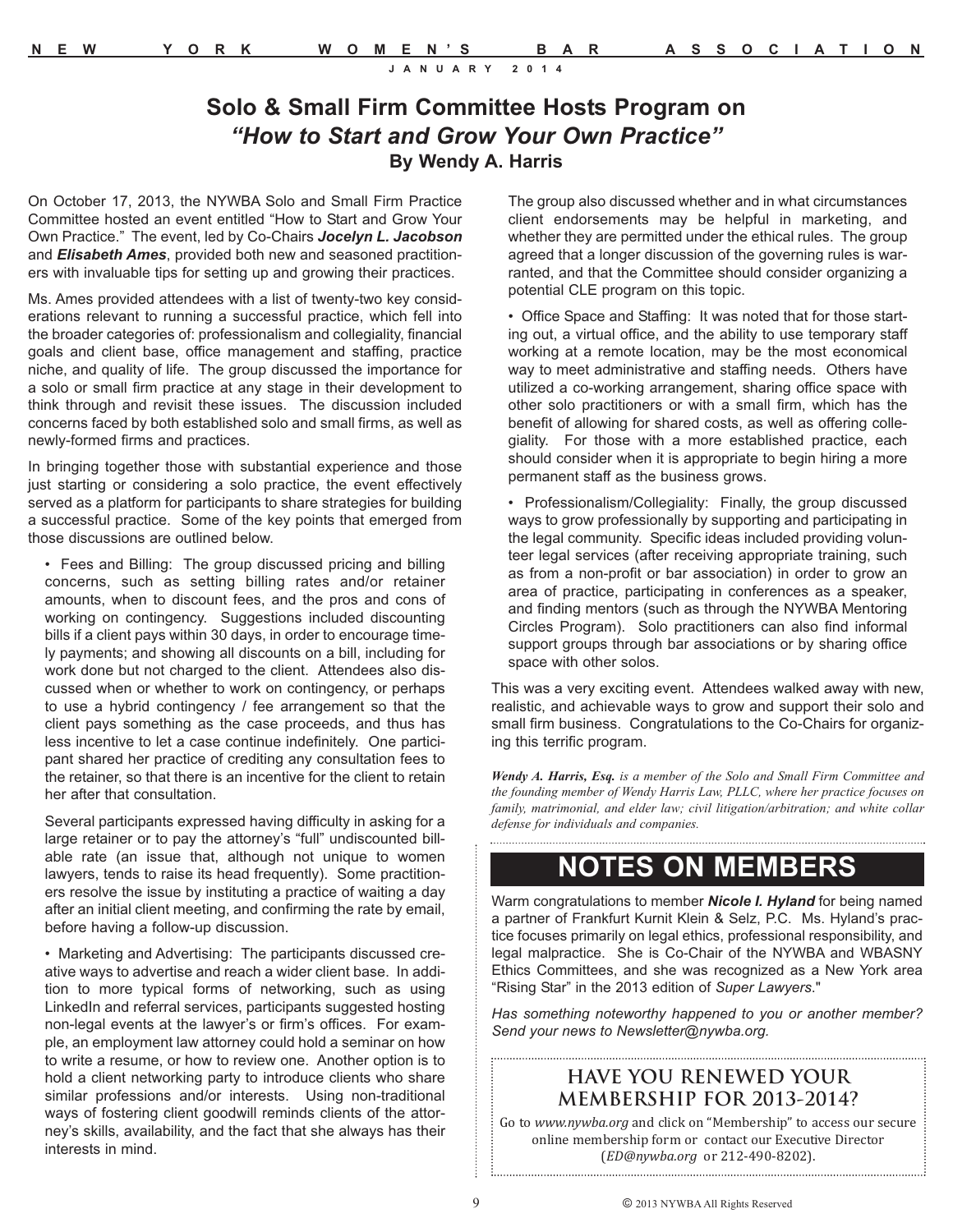## Solo & Small Firm Committee Hosts Program on *"How to Start and Grow Your Own Practice"*

**By Wendy A. Harris**

On October 17, 2013, the NYWBA Solo and Small Firm Practice Committee hosted an event entitled "How to Start and Grow Your Own Practice." The event, led by Co-Chairs ***Jocelyn L. Jacobson*** and ***Elisabeth Ames***, provided both new and seasoned practitioners with invaluable tips for setting up and growing their practices.

Ms. Ames provided attendees with a list of twenty-two key considerations relevant to running a successful practice, which fell into the broader categories of: professionalism and collegiality, financial goals and client base, office management and staffing, practice niche, and quality of life. The group discussed the importance for a solo or small firm practice at any stage in their development to think through and revisit these issues. The discussion included concerns faced by both established solo and small firms, as well as newly-formed firms and practices.

In bringing together those with substantial experience and those just starting or considering a solo practice, the event effectively served as a platform for participants to share strategies for building a successful practice. Some of the key points that emerged from those discussions are outlined below.

- Fees and Billing: The group discussed pricing and billing concerns, such as setting billing rates and/or retainer amounts, when to discount fees, and the pros and cons of working on contingency. Suggestions included discounting bills if a client pays within 30 days, in order to encourage timely payments; and showing all discounts on a bill, including for work done but not charged to the client. Attendees also discussed when or whether to work on contingency, or perhaps to use a hybrid contingency / fee arrangement so that the client pays something as the case proceeds, and thus has less incentive to let a case continue indefinitely. One participant shared her practice of crediting any consultation fees to the retainer, so that there is an incentive for the client to retain her after that consultation.

  Several participants expressed having difficulty in asking for a large retainer or to pay the attorney's "full" undiscounted billable rate (an issue that, although not unique to women lawyers, tends to raise its head frequently). Some practitioners resolve the issue by instituting a practice of waiting a day after an initial client meeting, and confirming the rate by email, before having a follow-up discussion.

- Marketing and Advertising: The participants discussed creative ways to advertise and reach a wider client base. In addition to more typical forms of networking, such as using LinkedIn and referral services, participants suggested hosting non-legal events at the lawyer's or firm's offices. For example, an employment law attorney could hold a seminar on how to write a resume, or how to review one. Another option is to hold a client networking party to introduce clients who share similar professions and/or interests. Using non-traditional ways of fostering client goodwill reminds clients of the attorney's skills, availability, and the fact that she always has their interests in mind.

  The group also discussed whether and in what circumstances client endorsements may be helpful in marketing, and whether they are permitted under the ethical rules. The group agreed that a longer discussion of the governing rules is warranted, and that the Committee should consider organizing a potential CLE program on this topic.

- Office Space and Staffing: It was noted that for those starting out, a virtual office, and the ability to use temporary staff working at a remote location, may be the most economical way to meet administrative and staffing needs. Others have utilized a co-working arrangement, sharing office space with other solo practitioners or with a small firm, which has the benefit of allowing for shared costs, as well as offering collegiality. For those with a more established practice, each should consider when it is appropriate to begin hiring a more permanent staff as the business grows.

- Professionalism/Collegiality: Finally, the group discussed ways to grow professionally by supporting and participating in the legal community. Specific ideas included providing volunteer legal services (after receiving appropriate training, such as from a non-profit or bar association) in order to grow an area of practice, participating in conferences as a speaker, and finding mentors (such as through the NYWBA Mentoring Circles Program). Solo practitioners can also find informal support groups through bar associations or by sharing office space with other solos.

This was a very exciting event. Attendees walked away with new, realistic, and achievable ways to grow and support their solo and small firm business. Congratulations to the Co-Chairs for organizing this terrific program.

***Wendy A. Harris, Esq.*** *is a member of the Solo and Small Firm Committee and the founding member of Wendy Harris Law, PLLC, where her practice focuses on family, matrimonial, and elder law; civil litigation/arbitration; and white collar defense for individuals and companies.*

## NOTES ON MEMBERS

Warm congratulations to member ***Nicole I. Hyland*** for being named a partner of Frankfurt Kurnit Klein & Selz, P.C. Ms. Hyland's practice focuses primarily on legal ethics, professional responsibility, and legal malpractice. She is Co-Chair of the NYWBA and WBASNY Ethics Committees, and she was recognized as a New York area "Rising Star" in the 2013 edition of *Super Lawyers*."

*Has something noteworthy happened to you or another member? Send your news to Newsletter@nywba.org.*

### HAVE YOU RENEWED YOUR MEMBERSHIP FOR 2013-2014?

Go to *www.nywba.org* and click on "Membership" to access our secure online membership form or contact our Executive Director (*ED@nywba.org* or 212-490-8202).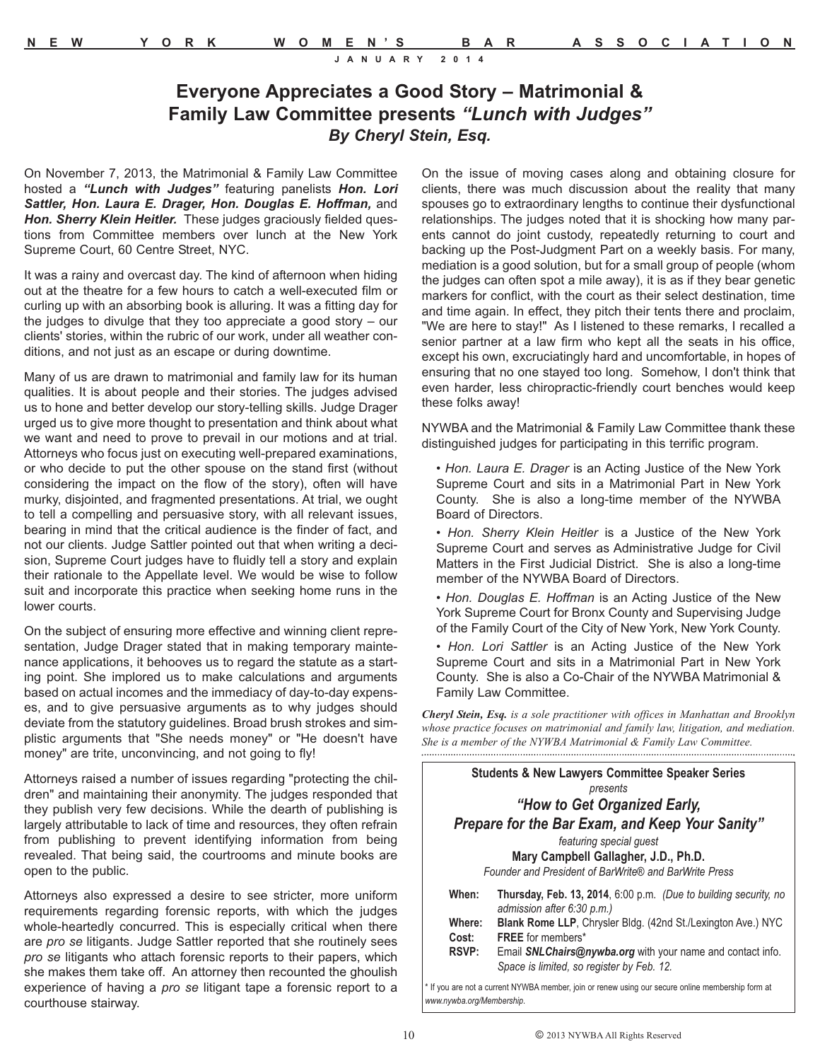# Everyone Appreciates a Good Story – Matrimonial & Family Law Committee presents *"Lunch with Judges"*

### *By Cheryl Stein, Esq.*

On November 7, 2013, the Matrimonial & Family Law Committee hosted a ***"Lunch with Judges"*** featuring panelists ***Hon. Lori Sattler, Hon. Laura E. Drager, Hon. Douglas E. Hoffman,*** and ***Hon. Sherry Klein Heitler.*** These judges graciously fielded questions from Committee members over lunch at the New York Supreme Court, 60 Centre Street, NYC.

It was a rainy and overcast day. The kind of afternoon when hiding out at the theatre for a few hours to catch a well-executed film or curling up with an absorbing book is alluring. It was a fitting day for the judges to divulge that they too appreciate a good story – our clients' stories, within the rubric of our work, under all weather conditions, and not just as an escape or during downtime.

Many of us are drawn to matrimonial and family law for its human qualities. It is about people and their stories. The judges advised us to hone and better develop our story-telling skills. Judge Drager urged us to give more thought to presentation and think about what we want and need to prove to prevail in our motions and at trial. Attorneys who focus just on executing well-prepared examinations, or who decide to put the other spouse on the stand first (without considering the impact on the flow of the story), often will have murky, disjointed, and fragmented presentations. At trial, we ought to tell a compelling and persuasive story, with all relevant issues, bearing in mind that the critical audience is the finder of fact, and not our clients. Judge Sattler pointed out that when writing a decision, Supreme Court judges have to fluidly tell a story and explain their rationale to the Appellate level. We would be wise to follow suit and incorporate this practice when seeking home runs in the lower courts.

On the subject of ensuring more effective and winning client representation, Judge Drager stated that in making temporary maintenance applications, it behooves us to regard the statute as a starting point. She implored us to make calculations and arguments based on actual incomes and the immediacy of day-to-day expenses, and to give persuasive arguments as to why judges should deviate from the statutory guidelines. Broad brush strokes and simplistic arguments that "She needs money" or "He doesn't have money" are trite, unconvincing, and not going to fly!

Attorneys raised a number of issues regarding "protecting the children" and maintaining their anonymity. The judges responded that they publish very few decisions. While the dearth of publishing is largely attributable to lack of time and resources, they often refrain from publishing to prevent identifying information from being revealed. That being said, the courtrooms and minute books are open to the public.

Attorneys also expressed a desire to see stricter, more uniform requirements regarding forensic reports, with which the judges whole-heartedly concurred. This is especially critical when there are *pro se* litigants. Judge Sattler reported that she routinely sees *pro se* litigants who attach forensic reports to their papers, which she makes them take off. An attorney then recounted the ghoulish experience of having a *pro se* litigant tape a forensic report to a courthouse stairway.

On the issue of moving cases along and obtaining closure for clients, there was much discussion about the reality that many spouses go to extraordinary lengths to continue their dysfunctional relationships. The judges noted that it is shocking how many parents cannot do joint custody, repeatedly returning to court and backing up the Post-Judgment Part on a weekly basis. For many, mediation is a good solution, but for a small group of people (whom the judges can often spot a mile away), it is as if they bear genetic markers for conflict, with the court as their select destination, time and time again. In effect, they pitch their tents there and proclaim, "We are here to stay!" As I listened to these remarks, I recalled a senior partner at a law firm who kept all the seats in his office, except his own, excruciatingly hard and uncomfortable, in hopes of ensuring that no one stayed too long. Somehow, I don't think that even harder, less chiropractic-friendly court benches would keep these folks away!

NYWBA and the Matrimonial & Family Law Committee thank these distinguished judges for participating in this terrific program.

- *Hon. Laura E. Drager* is an Acting Justice of the New York Supreme Court and sits in a Matrimonial Part in New York County. She is also a long-time member of the NYWBA Board of Directors.
- *Hon. Sherry Klein Heitler* is a Justice of the New York Supreme Court and serves as Administrative Judge for Civil Matters in the First Judicial District. She is also a long-time member of the NYWBA Board of Directors.
- *Hon. Douglas E. Hoffman* is an Acting Justice of the New York Supreme Court for Bronx County and Supervising Judge of the Family Court of the City of New York, New York County.
- *Hon. Lori Sattler* is an Acting Justice of the New York Supreme Court and sits in a Matrimonial Part in New York County. She is also a Co-Chair of the NYWBA Matrimonial & Family Law Committee.

***Cheryl Stein, Esq.*** *is a sole practitioner with offices in Manhattan and Brooklyn whose practice focuses on matrimonial and family law, litigation, and mediation. She is a member of the NYWBA Matrimonial & Family Law Committee.*

---

**Students & New Lawyers Committee Speaker Series**

*presents*

***"How to Get Organized Early, Prepare for the Bar Exam, and Keep Your Sanity"***

*featuring special guest*

**Mary Campbell Gallagher, J.D., Ph.D.**

*Founder and President of BarWrite® and BarWrite Press*

**When:** **Thursday, Feb. 13, 2014**, 6:00 p.m. *(Due to building security, no admission after 6:30 p.m.)*

**Where:** **Blank Rome LLP**, Chrysler Bldg. (42nd St./Lexington Ave.) NYC

**Cost:** **FREE** for members*

**RSVP:** Email ***SNLChairs@nywba.org*** with your name and contact info. *Space is limited, so register by Feb. 12.*

* If you are not a current NYWBA member, join or renew using our secure online membership form at *www.nywba.org/Membership*.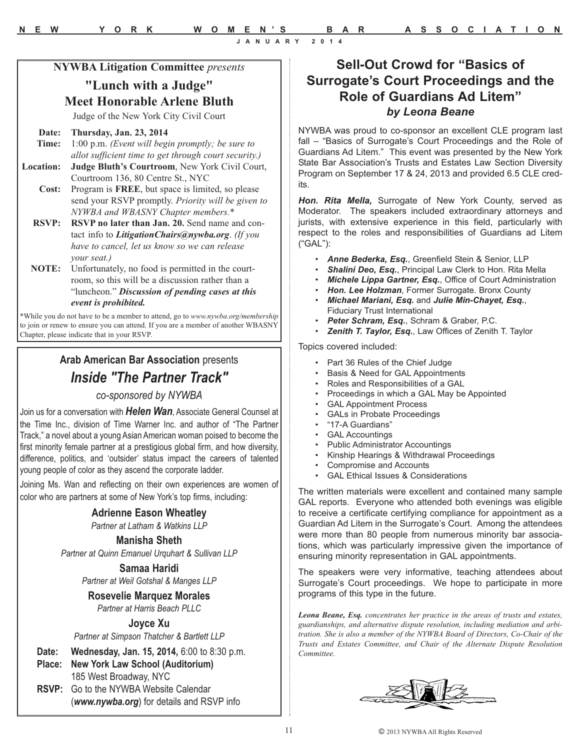**NYWBA Litigation Committee** *presents*

## "Lunch with a Judge"
## Meet Honorable Arlene Bluth

Judge of the New York City Civil Court

**Date:** **Thursday, Jan. 23, 2014**

**Time:** 1:00 p.m. *(Event will begin promptly; be sure to allot sufficient time to get through court security.)*

**Location:** **Judge Bluth's Courtroom**, New York Civil Court, Courtroom 136, 80 Centre St., NYC

**Cost:** Program is **FREE**, but space is limited, so please send your RSVP promptly. *Priority will be given to NYWBA and WBASNY Chapter members.**

**RSVP:** **RSVP no later than Jan. 20.** Send name and contact info to ***LitigationChairs@nywba.org***. *(If you have to cancel, let us know so we can release your seat.)*

**NOTE:** Unfortunately, no food is permitted in the courtroom, so this will be a discussion rather than a "luncheon." ***Discussion of pending cases at this event is prohibited.***

*While you do not have to be a member to attend, go to *www.nywba.org/membership* to join or renew to ensure you can attend. If you are a member of another WBASNY Chapter, please indicate that in your RSVP.

---

**Arab American Bar Association** presents

## *Inside "The Partner Track"*

*co-sponsored by NYWBA*

Join us for a conversation with ***Helen Wan***, Associate General Counsel at the Time Inc., division of Time Warner Inc. and author of "The Partner Track," a novel about a young Asian American woman poised to become the first minority female partner at a prestigious global firm, and how diversity, difference, politics, and 'outsider' status impact the careers of talented young people of color as they ascend the corporate ladder.

Joining Ms. Wan and reflecting on their own experiences are women of color who are partners at some of New York's top firms, including:

**Adrienne Eason Wheatley**
*Partner at Latham & Watkins LLP*

**Manisha Sheth**
*Partner at Quinn Emanuel Urquhart & Sullivan LLP*

**Samaa Haridi**
*Partner at Weil Gotshal & Manges LLP*

**Rosevelie Marquez Morales**
*Partner at Harris Beach PLLC*

**Joyce Xu**
*Partner at Simpson Thatcher & Bartlett LLP*

**Date:** **Wednesday, Jan. 15, 2014,** 6:00 to 8:30 p.m.

**Place:** **New York Law School (Auditorium)**
185 West Broadway, NYC

**RSVP:** Go to the NYWBA Website Calendar (***www.nywba.org***) for details and RSVP info

---

## Sell-Out Crowd for "Basics of Surrogate's Court Proceedings and the Role of Guardians Ad Litem"

***by Leona Beane***

NYWBA was proud to co-sponsor an excellent CLE program last fall – "Basics of Surrogate's Court Proceedings and the Role of Guardians Ad Litem." This event was presented by the New York State Bar Association's Trusts and Estates Law Section Diversity Program on September 17 & 24, 2013 and provided 6.5 CLE credits.

***Hon. Rita Mella,*** Surrogate of New York County, served as Moderator. The speakers included extraordinary attorneys and jurists, with extensive experience in this field, particularly with respect to the roles and responsibilities of Guardians ad Litem ("GAL"):

- ***Anne Bederka, Esq.***, Greenfield Stein & Senior, LLP
- ***Shalini Deo, Esq.***, Principal Law Clerk to Hon. Rita Mella
- ***Michele Lippa Gartner, Esq.***, Office of Court Administration
- ***Hon. Lee Holzman***, Former Surrogate. Bronx County
- ***Michael Mariani, Esq.*** and ***Julie Min-Chayet, Esq.***, Fiduciary Trust International
- ***Peter Schram, Esq.***, Schram & Graber, P.C.
- ***Zenith T. Taylor, Esq.***, Law Offices of Zenith T. Taylor

Topics covered included:

- Part 36 Rules of the Chief Judge
- Basis & Need for GAL Appointments
- Roles and Responsibilities of a GAL
- Proceedings in which a GAL May be Appointed
- GAL Appointment Process
- GALs in Probate Proceedings
- "17-A Guardians"
- GAL Accountings
- Public Administrator Accountings
- Kinship Hearings & Withdrawal Proceedings
- Compromise and Accounts
- GAL Ethical Issues & Considerations

The written materials were excellent and contained many sample GAL reports. Everyone who attended both evenings was eligible to receive a certificate certifying compliance for appointment as a Guardian Ad Litem in the Surrogate's Court. Among the attendees were more than 80 people from numerous minority bar associations, which was particularly impressive given the importance of ensuring minority representation in GAL appointments.

The speakers were very informative, teaching attendees about Surrogate's Court proceedings. We hope to participate in more programs of this type in the future.

***Leona Beane, Esq.*** *concentrates her practice in the areas of trusts and estates, guardianships, and alternative dispute resolution, including mediation and arbitration. She is also a member of the NYWBA Board of Directors, Co-Chair of the Trusts and Estates Committee, and Chair of the Alternate Dispute Resolution Committee.*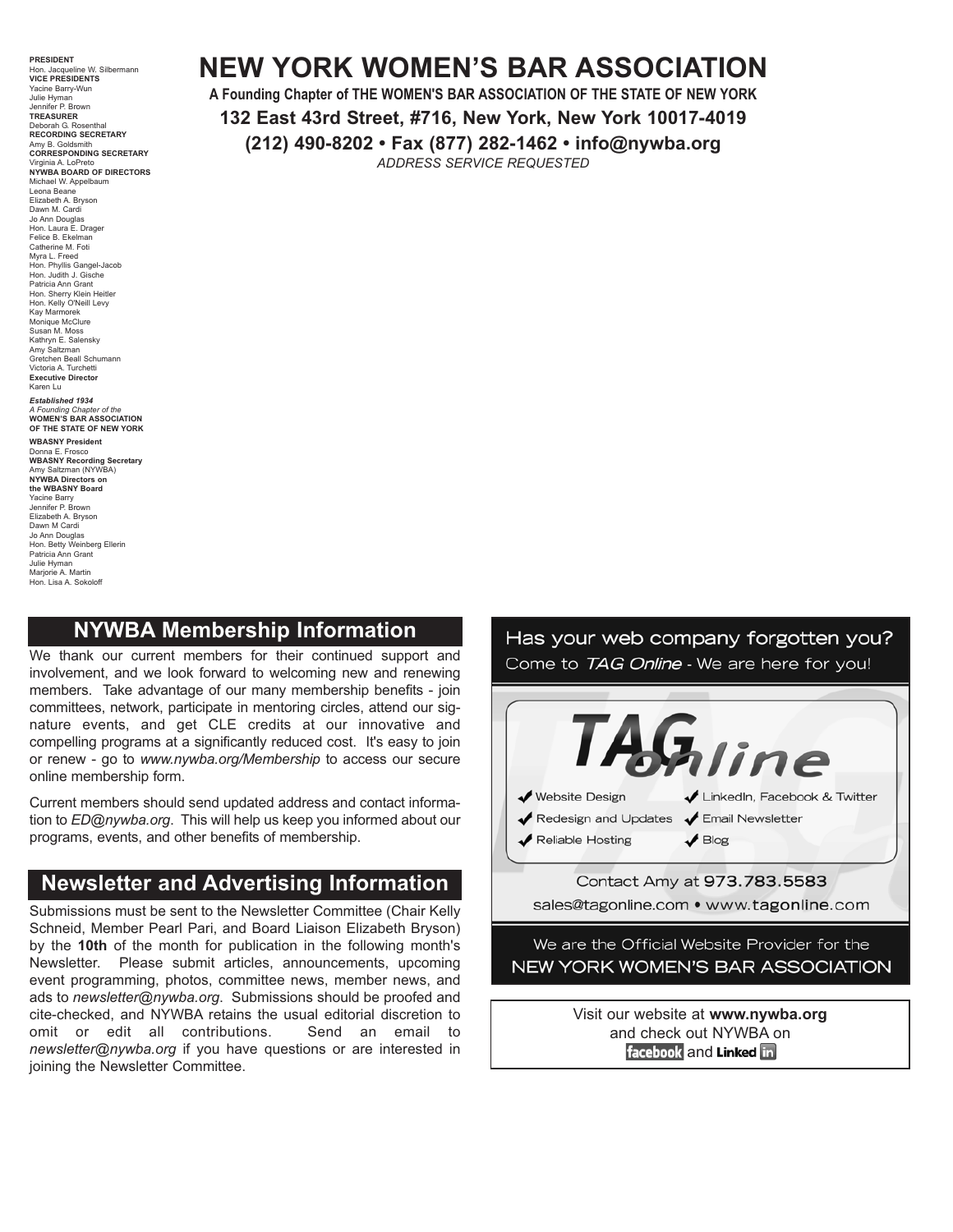**PRESIDENT**
Hon. Jacqueline W. Silbermann
**VICE PRESIDENTS**
Yacine Barry-Wun
Julie Hyman
Jennifer P. Brown
**TREASURER**
Deborah G. Rosenthal
**RECORDING SECRETARY**
Amy B. Goldsmith
**CORRESPONDING SECRETARY**
Virginia A. LoPreto
**NYWBA BOARD OF DIRECTORS**
Michael W. Appelbaum
Leona Beane
Elizabeth A. Bryson
Dawn M. Cardi
Jo Ann Douglas
Hon. Laura E. Drager
Felice B. Ekelman
Catherine M. Foti
Myra L. Freed
Hon. Phyllis Gangel-Jacob
Hon. Judith J. Gische
Patricia Ann Grant
Hon. Sherry Klein Heitler
Hon. Kelly O'Neill Levy
Kay Marmorek
Monique McClure
Susan M. Moss
Kathryn E. Salensky
Amy Saltzman
Gretchen Beall Schumann
Victoria A. Turchetti
**Executive Director**
Karen Lu

***Established 1934***
*A Founding Chapter of the*
**WOMEN'S BAR ASSOCIATION OF THE STATE OF NEW YORK**

**WBASNY President**
Donna E. Frosco
**WBASNY Recording Secretary**
Amy Saltzman (NYWBA)
**NYWBA Directors on the WBASNY Board**
Yacine Barry
Jennifer P. Brown
Elizabeth A. Bryson
Dawn M Cardi
Jo Ann Douglas
Hon. Betty Weinberg Ellerin
Patricia Ann Grant
Julie Hyman
Marjorie A. Martin
Hon. Lisa A. Sokoloff

# NEW YORK WOMEN'S BAR ASSOCIATION

**A Founding Chapter of THE WOMEN'S BAR ASSOCIATION OF THE STATE OF NEW YORK**

**132 East 43rd Street, #716, New York, New York 10017-4019**

**(212) 490-8202 • Fax (877) 282-1462 • info@nywba.org**

*ADDRESS SERVICE REQUESTED*

## NYWBA Membership Information

We thank our current members for their continued support and involvement, and we look forward to welcoming new and renewing members. Take advantage of our many membership benefits - join committees, network, participate in mentoring circles, attend our signature events, and get CLE credits at our innovative and compelling programs at a significantly reduced cost. It's easy to join or renew - go to *www.nywba.org/Membership* to access our secure online membership form.

Current members should send updated address and contact information to *ED@nywba.org*. This will help us keep you informed about our programs, events, and other benefits of membership.

## Newsletter and Advertising Information

Submissions must be sent to the Newsletter Committee (Chair Kelly Schneid, Member Pearl Pari, and Board Liaison Elizabeth Bryson) by the **10th** of the month for publication in the following month's Newsletter. Please submit articles, announcements, upcoming event programming, photos, committee news, member news, and ads to *newsletter@nywba.org*. Submissions should be proofed and cite-checked, and NYWBA retains the usual editorial discretion to omit or edit all contributions. Send an email to *newsletter@nywba.org* if you have questions or are interested in joining the Newsletter Committee.

Has your web company forgotten you?
Come to *TAG Online* - We are here for you!

TAG online

- Website Design
- Redesign and Updates
- Reliable Hosting
- LinkedIn, Facebook & Twitter
- Email Newsletter
- Blog

Contact Amy at 973.783.5583
sales@tagonline.com • www.tagonline.com

We are the Official Website Provider for the
NEW YORK WOMEN'S BAR ASSOCIATION

Visit our website at **www.nywba.org**
and check out NYWBA on
facebook and LinkedIn